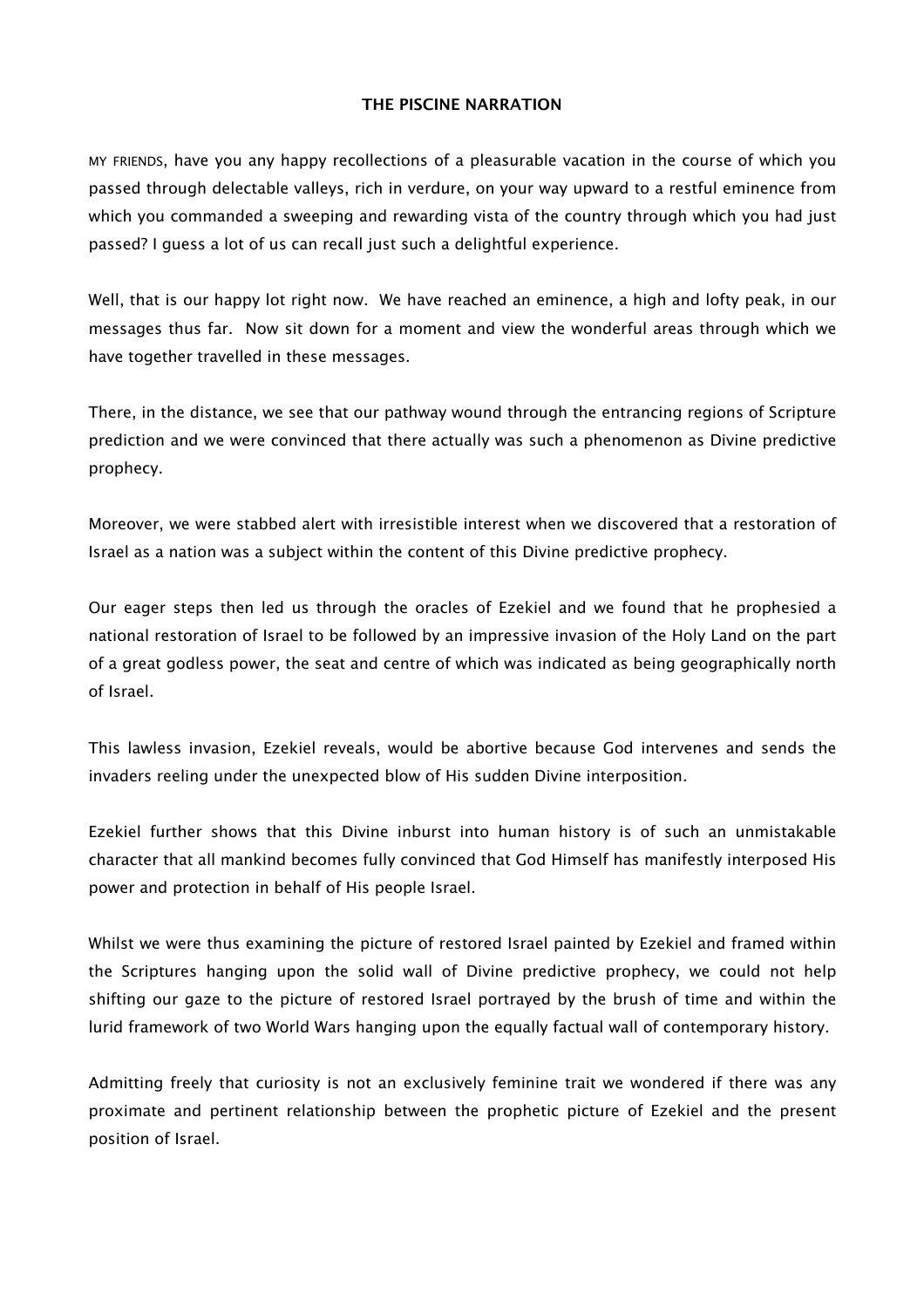# THE PISCINE NARRATION

MY FRIENDS, have you any happy recollections of a pleasurable vacation in the course of which you passed through delectable valleys, rich in verdure, on your way upward to a restful eminence from which you commanded a sweeping and rewarding vista of the country through which you had just passed? I guess a lot of us can recall just such a delightful experience.

Well, that is our happy lot right now. We have reached an eminence, a high and lofty peak, in our messages thus far. Now sit down for a moment and view the wonderful areas through which we have together travelled in these messages.

There, in the distance, we see that our pathway wound through the entrancing regions of Scripture prediction and we were convinced that there actually was such a phenomenon as Divine predictive prophecy.

Moreover, we were stabbed alert with irresistible interest when we discovered that a restoration of Israel as a nation was a subject within the content of this Divine predictive prophecy.

Our eager steps then led us through the oracles of Ezekiel and we found that he prophesied a national restoration of Israel to be followed by an impressive invasion of the Holy Land on the part of a great godless power, the seat and centre of which was indicated as being geographically north of Israel.

This lawless invasion, Ezekiel reveals, would be abortive because God intervenes and sends the invaders reeling under the unexpected blow of His sudden Divine interposition.

Ezekiel further shows that this Divine inburst into human history is of such an unmistakable character that all mankind becomes fully convinced that God Himself has manifestly interposed His power and protection in behalf of His people Israel.

Whilst we were thus examining the picture of restored Israel painted by Ezekiel and framed within the Scriptures hanging upon the solid wall of Divine predictive prophecy, we could not help shifting our gaze to the picture of restored Israel portrayed by the brush of time and within the lurid framework of two World Wars hanging upon the equally factual wall of contemporary history.

Admitting freely that curiosity is not an exclusively feminine trait we wondered if there was any proximate and pertinent relationship between the prophetic picture of Ezekiel and the present position of Israel.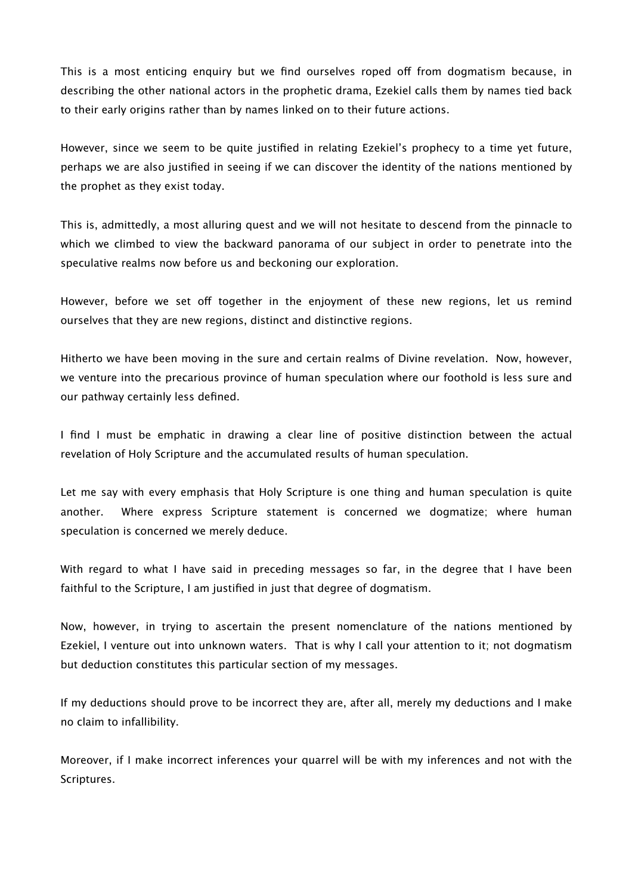This is a most enticing enquiry but we find ourselves roped off from dogmatism because, in describing the other national actors in the prophetic drama, Ezekiel calls them by names tied back to their early origins rather than by names linked on to their future actions.

However, since we seem to be quite justified in relating Ezekiel's prophecy to a time yet future, perhaps we are also justified in seeing if we can discover the identity of the nations mentioned by the prophet as they exist today.

This is, admittedly, a most alluring quest and we will not hesitate to descend from the pinnacle to which we climbed to view the backward panorama of our subject in order to penetrate into the speculative realms now before us and beckoning our exploration.

However, before we set off together in the enjoyment of these new regions, let us remind ourselves that they are new regions, distinct and distinctive regions.

Hitherto we have been moving in the sure and certain realms of Divine revelation. Now, however, we venture into the precarious province of human speculation where our foothold is less sure and our pathway certainly less defined.

I find I must be emphatic in drawing a clear line of positive distinction between the actual revelation of Holy Scripture and the accumulated results of human speculation.

Let me say with every emphasis that Holy Scripture is one thing and human speculation is quite another. Where express Scripture statement is concerned we dogmatize; where human speculation is concerned we merely deduce.

With regard to what I have said in preceding messages so far, in the degree that I have been faithful to the Scripture, I am justified in just that degree of dogmatism.

Now, however, in trying to ascertain the present nomenclature of the nations mentioned by Ezekiel, I venture out into unknown waters. That is why I call your attention to it; not dogmatism but deduction constitutes this particular section of my messages.

If my deductions should prove to be incorrect they are, after all, merely my deductions and I make no claim to infallibility.

Moreover, if I make incorrect inferences your quarrel will be with my inferences and not with the Scriptures.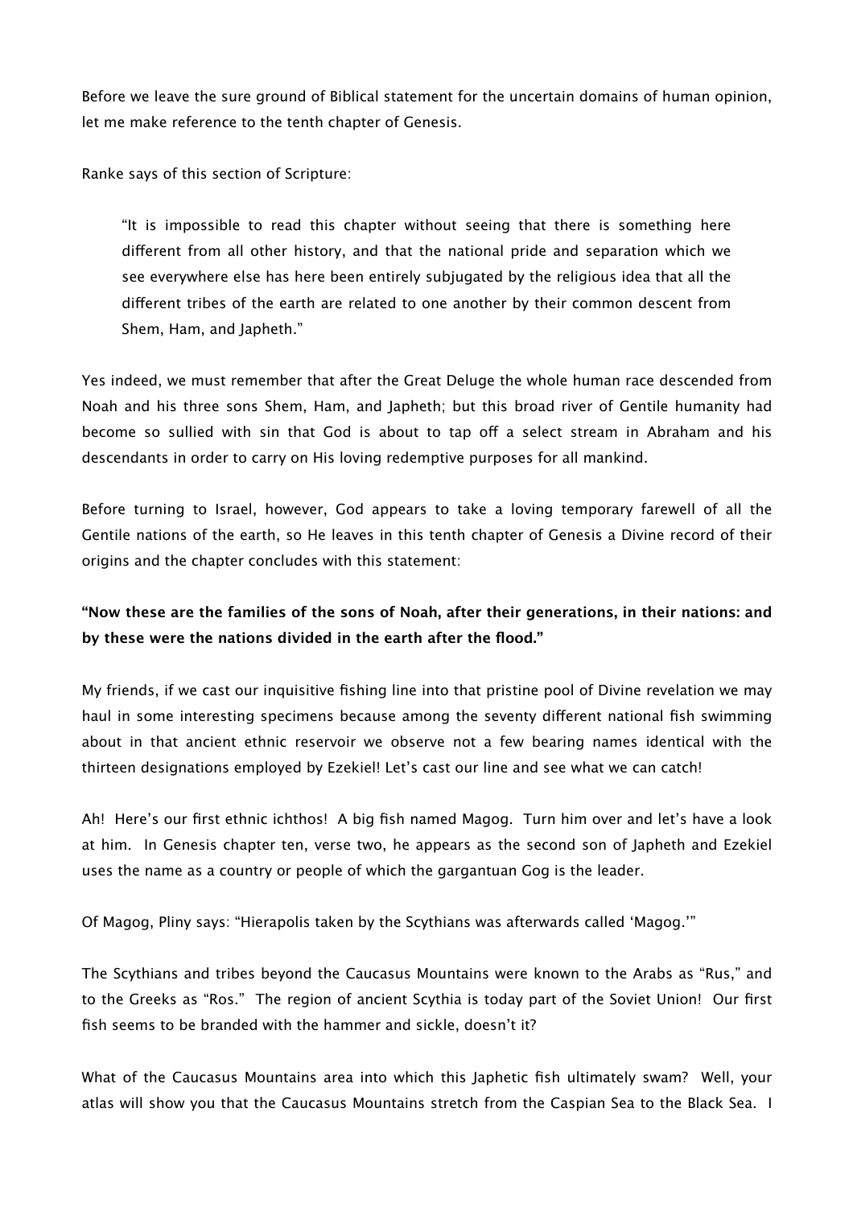Before we leave the sure ground of Biblical statement for the uncertain domains of human opinion, let me make reference to the tenth chapter of Genesis.

Ranke says of this section of Scripture:

> "It is impossible to read this chapter without seeing that there is something here different from all other history, and that the national pride and separation which we see everywhere else has here been entirely subjugated by the religious idea that all the different tribes of the earth are related to one another by their common descent from Shem, Ham, and Japheth."

Yes indeed, we must remember that after the Great Deluge the whole human race descended from Noah and his three sons Shem, Ham, and Japheth; but this broad river of Gentile humanity had become so sullied with sin that God is about to tap off a select stream in Abraham and his descendants in order to carry on His loving redemptive purposes for all mankind.

Before turning to Israel, however, God appears to take a loving temporary farewell of all the Gentile nations of the earth, so He leaves in this tenth chapter of Genesis a Divine record of their origins and the chapter concludes with this statement:

**"Now these are the families of the sons of Noah, after their generations, in their nations: and by these were the nations divided in the earth after the flood."**

My friends, if we cast our inquisitive fishing line into that pristine pool of Divine revelation we may haul in some interesting specimens because among the seventy different national fish swimming about in that ancient ethnic reservoir we observe not a few bearing names identical with the thirteen designations employed by Ezekiel! Let's cast our line and see what we can catch!

Ah! Here's our first ethnic ichthos! A big fish named Magog. Turn him over and let's have a look at him. In Genesis chapter ten, verse two, he appears as the second son of Japheth and Ezekiel uses the name as a country or people of which the gargantuan Gog is the leader.

Of Magog, Pliny says: "Hierapolis taken by the Scythians was afterwards called 'Magog.'"

The Scythians and tribes beyond the Caucasus Mountains were known to the Arabs as "Rus," and to the Greeks as "Ros." The region of ancient Scythia is today part of the Soviet Union! Our first fish seems to be branded with the hammer and sickle, doesn't it?

What of the Caucasus Mountains area into which this Japhetic fish ultimately swam? Well, your atlas will show you that the Caucasus Mountains stretch from the Caspian Sea to the Black Sea. I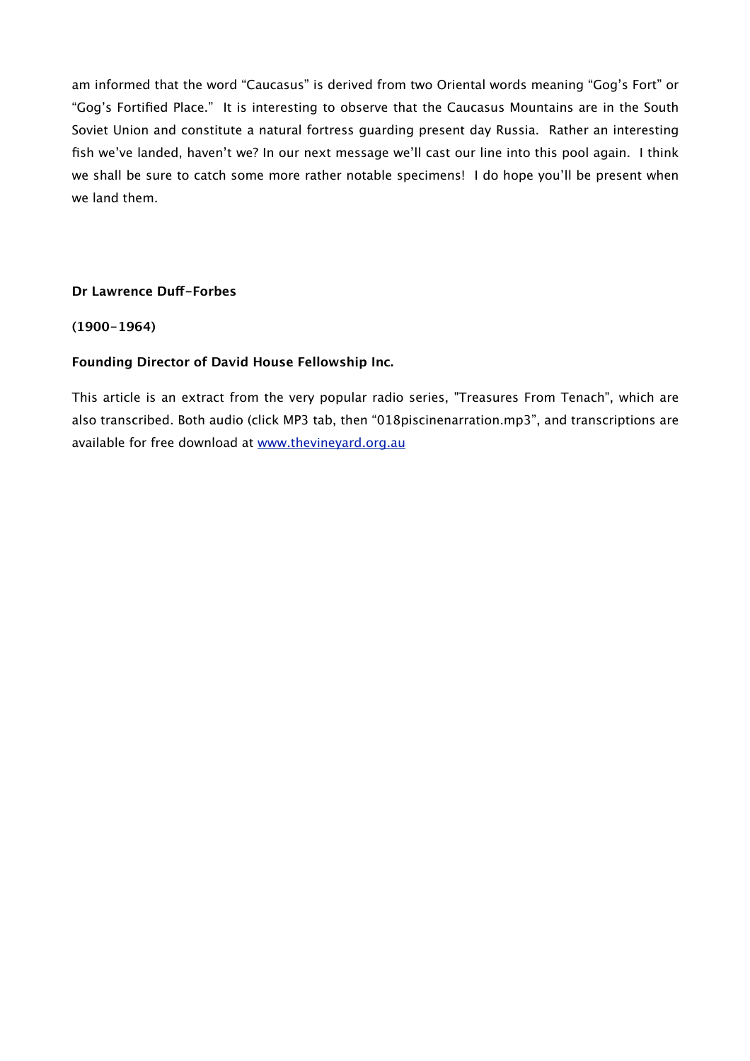am informed that the word "Caucasus" is derived from two Oriental words meaning "Gog's Fort" or "Gog's Fortified Place." It is interesting to observe that the Caucasus Mountains are in the South Soviet Union and constitute a natural fortress guarding present day Russia. Rather an interesting fish we've landed, haven't we? In our next message we'll cast our line into this pool again. I think we shall be sure to catch some more rather notable specimens! I do hope you'll be present when we land them.

**Dr Lawrence Duff-Forbes**

**(1900-1964)**

**Founding Director of David House Fellowship Inc.**

This article is an extract from the very popular radio series, "Treasures From Tenach", which are also transcribed. Both audio (click MP3 tab, then "018piscinenarration.mp3", and transcriptions are available for free download at [www.thevineyard.org.au](http://www.thevineyard.org.au)